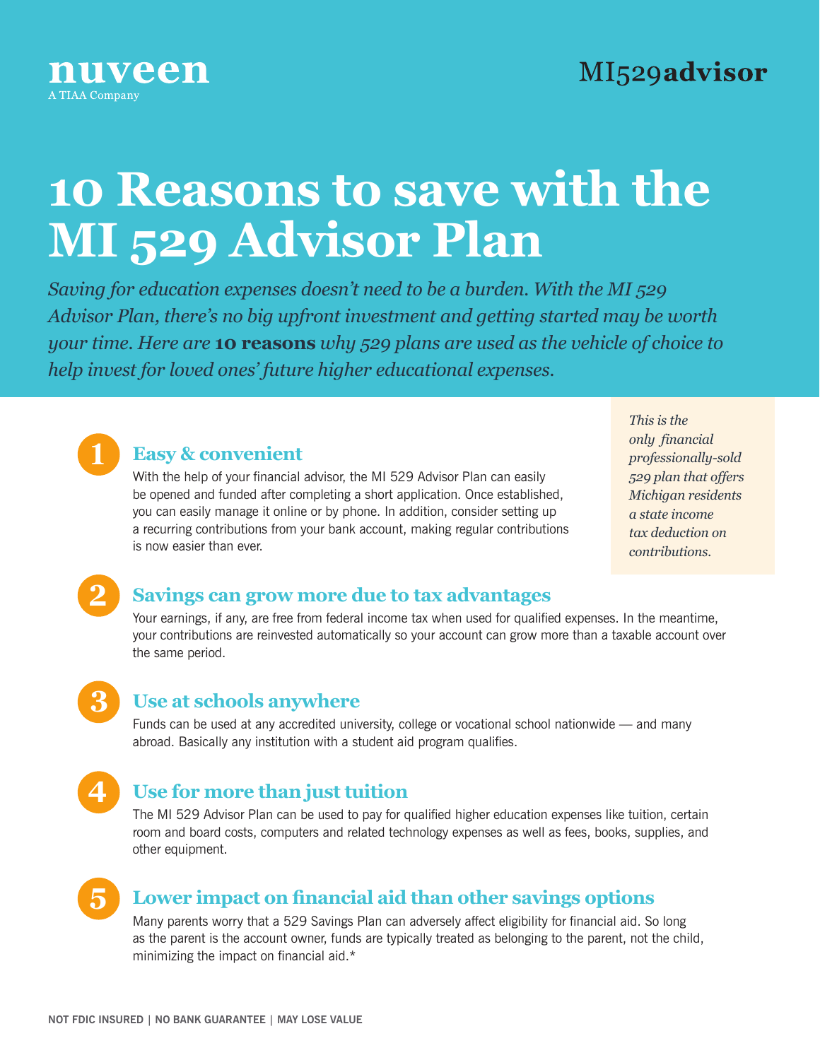nuveen
A TIAA Company

MI529advisor

# 10 Reasons to save with the MI 529 Advisor Plan

*Saving for education expenses doesn't need to be a burden. With the MI 529 Advisor Plan, there's no big upfront investment and getting started may be worth your time. Here are* **10 reasons** *why 529 plans are used as the vehicle of choice to help invest for loved ones' future higher educational expenses.*

*This is the only financial professionally-sold 529 plan that offers Michigan residents a state income tax deduction on contributions.*

## 1 Easy & convenient

With the help of your financial advisor, the MI 529 Advisor Plan can easily be opened and funded after completing a short application. Once established, you can easily manage it online or by phone. In addition, consider setting up a recurring contributions from your bank account, making regular contributions is now easier than ever.

## 2 Savings can grow more due to tax advantages

Your earnings, if any, are free from federal income tax when used for qualified expenses. In the meantime, your contributions are reinvested automatically so your account can grow more than a taxable account over the same period.

## 3 Use at schools anywhere

Funds can be used at any accredited university, college or vocational school nationwide — and many abroad. Basically any institution with a student aid program qualifies.

## 4 Use for more than just tuition

The MI 529 Advisor Plan can be used to pay for qualified higher education expenses like tuition, certain room and board costs, computers and related technology expenses as well as fees, books, supplies, and other equipment.

## 5 Lower impact on financial aid than other savings options

Many parents worry that a 529 Savings Plan can adversely affect eligibility for financial aid. So long as the parent is the account owner, funds are typically treated as belonging to the parent, not the child, minimizing the impact on financial aid.*

NOT FDIC INSURED | NO BANK GUARANTEE | MAY LOSE VALUE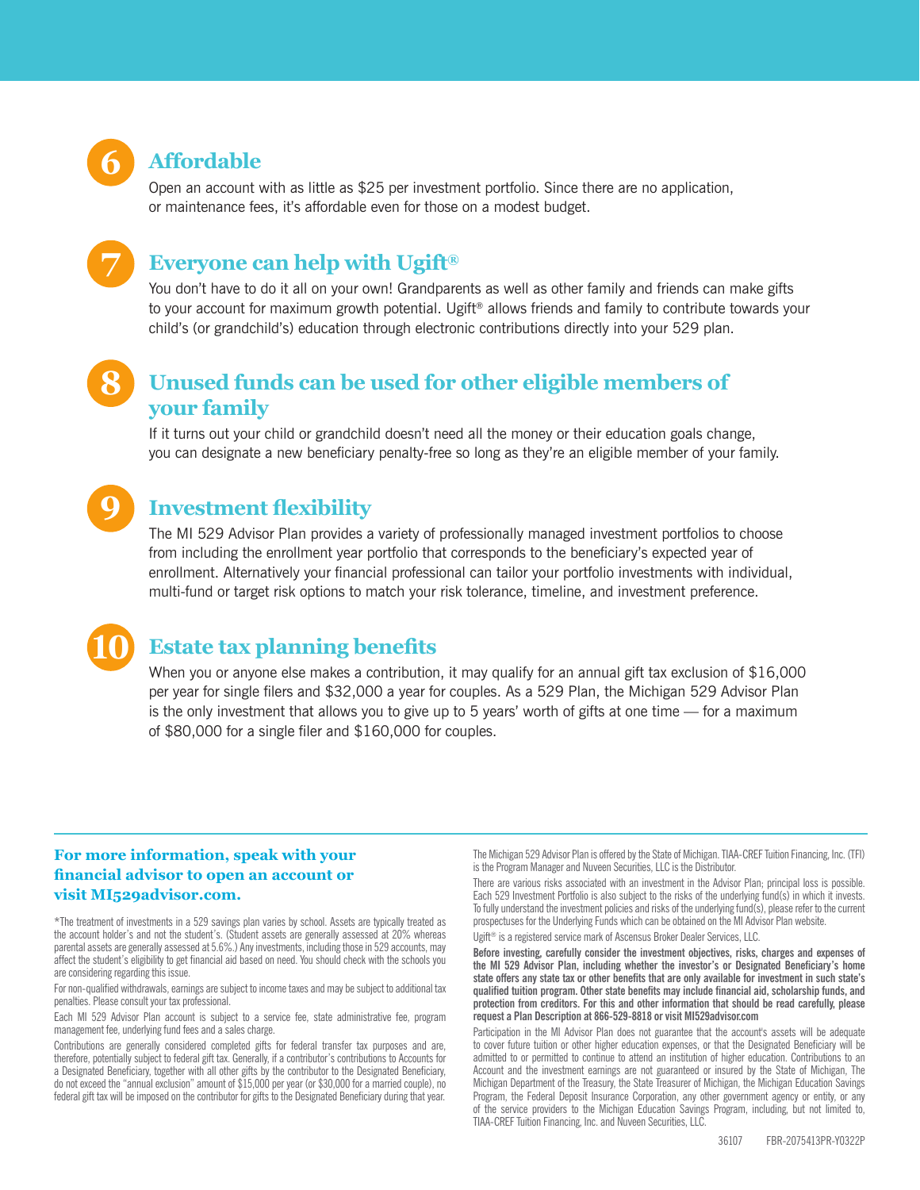## 6 Affordable

Open an account with as little as $25 per investment portfolio. Since there are no application, or maintenance fees, it's affordable even for those on a modest budget.

## 7 Everyone can help with Ugift®

You don't have to do it all on your own! Grandparents as well as other family and friends can make gifts to your account for maximum growth potential. Ugift® allows friends and family to contribute towards your child's (or grandchild's) education through electronic contributions directly into your 529 plan.

## 8 Unused funds can be used for other eligible members of your family

If it turns out your child or grandchild doesn't need all the money or their education goals change, you can designate a new beneficiary penalty-free so long as they're an eligible member of your family.

## 9 Investment flexibility

The MI 529 Advisor Plan provides a variety of professionally managed investment portfolios to choose from including the enrollment year portfolio that corresponds to the beneficiary's expected year of enrollment. Alternatively your financial professional can tailor your portfolio investments with individual, multi-fund or target risk options to match your risk tolerance, timeline, and investment preference.

## 10 Estate tax planning benefits

When you or anyone else makes a contribution, it may qualify for an annual gift tax exclusion of $16,000 per year for single filers and $32,000 a year for couples. As a 529 Plan, the Michigan 529 Advisor Plan is the only investment that allows you to give up to 5 years' worth of gifts at one time — for a maximum of $80,000 for a single filer and $160,000 for couples.

---

**For more information, speak with your financial advisor to open an account or visit MI529advisor.com.**

*The treatment of investments in a 529 savings plan varies by school. Assets are typically treated as the account holder's and not the student's. (Student assets are generally assessed at 20% whereas parental assets are generally assessed at 5.6%.) Any investments, including those in 529 accounts, may affect the student's eligibility to get financial aid based on need. You should check with the schools you are considering regarding this issue.

For non-qualified withdrawals, earnings are subject to income taxes and may be subject to additional tax penalties. Please consult your tax professional.

Each MI 529 Advisor Plan account is subject to a service fee, state administrative fee, program management fee, underlying fund fees and a sales charge.

Contributions are generally considered completed gifts for federal transfer tax purposes and are, therefore, potentially subject to federal gift tax. Generally, if a contributor's contributions to Accounts for a Designated Beneficiary, together with all other gifts by the contributor to the Designated Beneficiary, do not exceed the "annual exclusion" amount of $15,000 per year (or $30,000 for a married couple), no federal gift tax will be imposed on the contributor for gifts to the Designated Beneficiary during that year.

The Michigan 529 Advisor Plan is offered by the State of Michigan. TIAA-CREF Tuition Financing, Inc. (TFI) is the Program Manager and Nuveen Securities, LLC is the Distributor.

There are various risks associated with an investment in the Advisor Plan; principal loss is possible. Each 529 Investment Portfolio is also subject to the risks of the underlying fund(s) in which it invests. To fully understand the investment policies and risks of the underlying fund(s), please refer to the current prospectuses for the Underlying Funds which can be obtained on the MI Advisor Plan website.

Ugift® is a registered service mark of Ascensus Broker Dealer Services, LLC.

**Before investing, carefully consider the investment objectives, risks, charges and expenses of the MI 529 Advisor Plan, including whether the investor's or Designated Beneficiary's home state offers any state tax or other benefits that are only available for investment in such state's qualified tuition program. Other state benefits may include financial aid, scholarship funds, and protection from creditors. For this and other information that should be read carefully, please request a Plan Description at 866-529-8818 or visit MI529advisor.com**

Participation in the MI Advisor Plan does not guarantee that the account's assets will be adequate to cover future tuition or other higher education expenses, or that the Designated Beneficiary will be admitted to or permitted to continue to attend an institution of higher education. Contributions to an Account and the investment earnings are not guaranteed or insured by the State of Michigan, The Michigan Department of the Treasury, the State Treasurer of Michigan, the Michigan Education Savings Program, the Federal Deposit Insurance Corporation, any other government agency or entity, or any of the service providers to the Michigan Education Savings Program, including, but not limited to, TIAA-CREF Tuition Financing, Inc. and Nuveen Securities, LLC.

36107 FBR-2075413PR-Y0322P